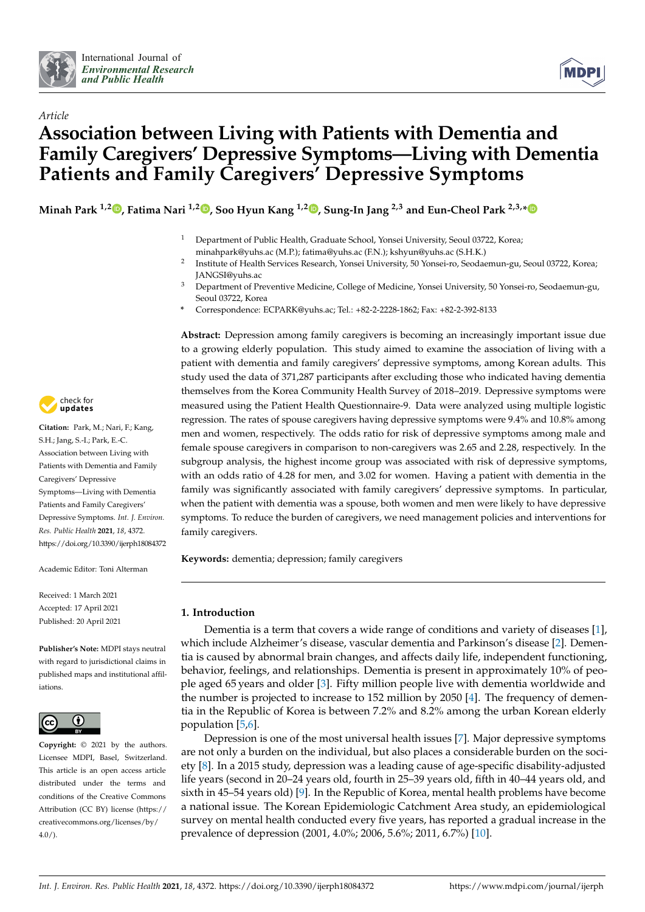*Article*

# Association between Living with Patients with Dementia and Family Caregivers' Depressive Symptoms—Living with Dementia Patients and Family Caregivers' Depressive Symptoms

**Minah Park [1,2], Fatima Nari [1,2], Soo Hyun Kang [1,2], Sung-In Jang [2,3] and Eun-Cheol Park [2,3,*]**

[1] Department of Public Health, Graduate School, Yonsei University, Seoul 03722, Korea; minahpark@yuhs.ac (M.P.); fatima@yuhs.ac (F.N.); kshyun@yuhs.ac (S.H.K.)

[2] Institute of Health Services Research, Yonsei University, 50 Yonsei-ro, Seodaemun-gu, Seoul 03722, Korea; JANGSI@yuhs.ac

[3] Department of Preventive Medicine, College of Medicine, Yonsei University, 50 Yonsei-ro, Seodaemun-gu, Seoul 03722, Korea

[*] Correspondence: ECPARK@yuhs.ac; Tel.: +82-2-2228-1862; Fax: +82-2-392-8133

**Abstract:** Depression among family caregivers is becoming an increasingly important issue due to a growing elderly population. This study aimed to examine the association of living with a patient with dementia and family caregivers' depressive symptoms, among Korean adults. This study used the data of 371,287 participants after excluding those who indicated having dementia themselves from the Korea Community Health Survey of 2018–2019. Depressive symptoms were measured using the Patient Health Questionnaire-9. Data were analyzed using multiple logistic regression. The rates of spouse caregivers having depressive symptoms were 9.4% and 10.8% among men and women, respectively. The odds ratio for risk of depressive symptoms among male and female spouse caregivers in comparison to non-caregivers was 2.65 and 2.28, respectively. In the subgroup analysis, the highest income group was associated with risk of depressive symptoms, with an odds ratio of 4.28 for men, and 3.02 for women. Having a patient with dementia in the family was significantly associated with family caregivers' depressive symptoms. In particular, when the patient with dementia was a spouse, both women and men were likely to have depressive symptoms. To reduce the burden of caregivers, we need management policies and interventions for family caregivers.

**Keywords:** dementia; depression; family caregivers

**Citation:** Park, M.; Nari, F.; Kang, S.H.; Jang, S.-I.; Park, E.-C. Association between Living with Patients with Dementia and Family Caregivers' Depressive Symptoms—Living with Dementia Patients and Family Caregivers' Depressive Symptoms. *Int. J. Environ. Res. Public Health* **2021**, *18*, 4372. https://doi.org/10.3390/ijerph18084372

Academic Editor: Toni Alterman

Received: 1 March 2021
Accepted: 17 April 2021
Published: 20 April 2021

**Publisher's Note:** MDPI stays neutral with regard to jurisdictional claims in published maps and institutional affiliations.

**Copyright:** © 2021 by the authors. Licensee MDPI, Basel, Switzerland. This article is an open access article distributed under the terms and conditions of the Creative Commons Attribution (CC BY) license (https://creativecommons.org/licenses/by/4.0/).

## 1. Introduction

Dementia is a term that covers a wide range of conditions and variety of diseases [1], which include Alzheimer's disease, vascular dementia and Parkinson's disease [2]. Dementia is caused by abnormal brain changes, and affects daily life, independent functioning, behavior, feelings, and relationships. Dementia is present in approximately 10% of people aged 65 years and older [3]. Fifty million people live with dementia worldwide and the number is projected to increase to 152 million by 2050 [4]. The frequency of dementia in the Republic of Korea is between 7.2% and 8.2% among the urban Korean elderly population [5,6].

Depression is one of the most universal health issues [7]. Major depressive symptoms are not only a burden on the individual, but also places a considerable burden on the society [8]. In a 2015 study, depression was a leading cause of age-specific disability-adjusted life years (second in 20–24 years old, fourth in 25–39 years old, fifth in 40–44 years old, and sixth in 45–54 years old) [9]. In the Republic of Korea, mental health problems have become a national issue. The Korean Epidemiologic Catchment Area study, an epidemiological survey on mental health conducted every five years, has reported a gradual increase in the prevalence of depression (2001, 4.0%; 2006, 5.6%; 2011, 6.7%) [10].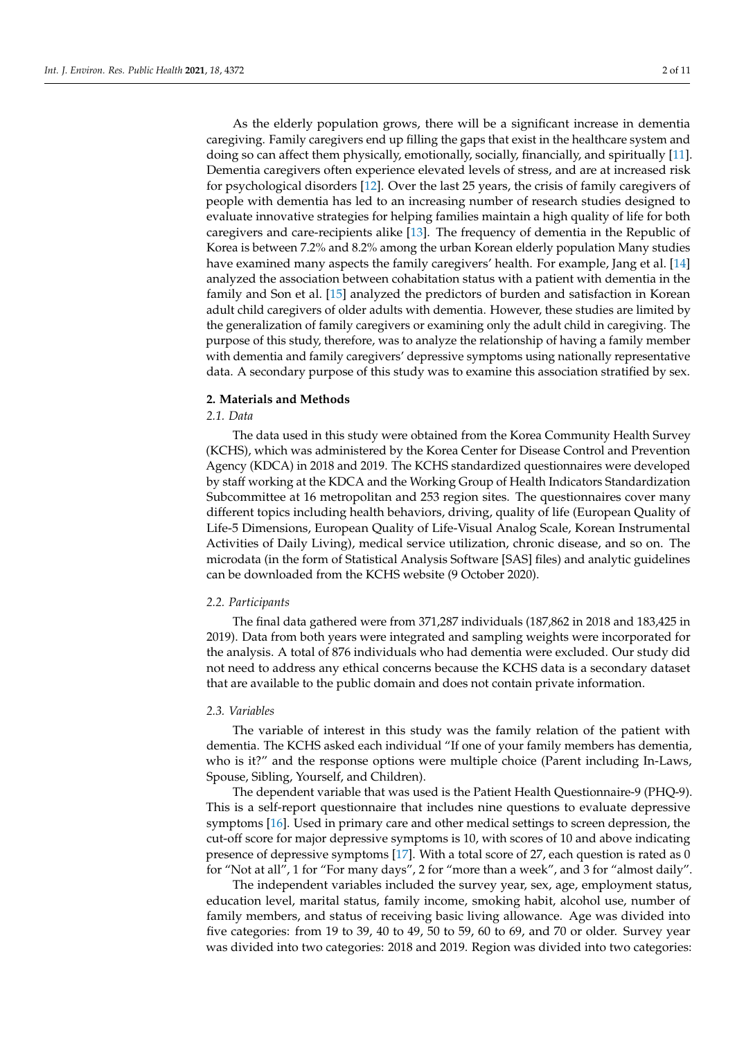As the elderly population grows, there will be a significant increase in dementia caregiving. Family caregivers end up filling the gaps that exist in the healthcare system and doing so can affect them physically, emotionally, socially, financially, and spiritually [11]. Dementia caregivers often experience elevated levels of stress, and are at increased risk for psychological disorders [12]. Over the last 25 years, the crisis of family caregivers of people with dementia has led to an increasing number of research studies designed to evaluate innovative strategies for helping families maintain a high quality of life for both caregivers and care-recipients alike [13]. The frequency of dementia in the Republic of Korea is between 7.2% and 8.2% among the urban Korean elderly population Many studies have examined many aspects the family caregivers' health. For example, Jang et al. [14] analyzed the association between cohabitation status with a patient with dementia in the family and Son et al. [15] analyzed the predictors of burden and satisfaction in Korean adult child caregivers of older adults with dementia. However, these studies are limited by the generalization of family caregivers or examining only the adult child in caregiving. The purpose of this study, therefore, was to analyze the relationship of having a family member with dementia and family caregivers' depressive symptoms using nationally representative data. A secondary purpose of this study was to examine this association stratified by sex.

## 2. Materials and Methods

### 2.1. Data

The data used in this study were obtained from the Korea Community Health Survey (KCHS), which was administered by the Korea Center for Disease Control and Prevention Agency (KDCA) in 2018 and 2019. The KCHS standardized questionnaires were developed by staff working at the KDCA and the Working Group of Health Indicators Standardization Subcommittee at 16 metropolitan and 253 region sites. The questionnaires cover many different topics including health behaviors, driving, quality of life (European Quality of Life-5 Dimensions, European Quality of Life-Visual Analog Scale, Korean Instrumental Activities of Daily Living), medical service utilization, chronic disease, and so on. The microdata (in the form of Statistical Analysis Software [SAS] files) and analytic guidelines can be downloaded from the KCHS website (9 October 2020).

### 2.2. Participants

The final data gathered were from 371,287 individuals (187,862 in 2018 and 183,425 in 2019). Data from both years were integrated and sampling weights were incorporated for the analysis. A total of 876 individuals who had dementia were excluded. Our study did not need to address any ethical concerns because the KCHS data is a secondary dataset that are available to the public domain and does not contain private information.

### 2.3. Variables

The variable of interest in this study was the family relation of the patient with dementia. The KCHS asked each individual "If one of your family members has dementia, who is it?" and the response options were multiple choice (Parent including In-Laws, Spouse, Sibling, Yourself, and Children).

The dependent variable that was used is the Patient Health Questionnaire-9 (PHQ-9). This is a self-report questionnaire that includes nine questions to evaluate depressive symptoms [16]. Used in primary care and other medical settings to screen depression, the cut-off score for major depressive symptoms is 10, with scores of 10 and above indicating presence of depressive symptoms [17]. With a total score of 27, each question is rated as 0 for "Not at all", 1 for "For many days", 2 for "more than a week", and 3 for "almost daily".

The independent variables included the survey year, sex, age, employment status, education level, marital status, family income, smoking habit, alcohol use, number of family members, and status of receiving basic living allowance. Age was divided into five categories: from 19 to 39, 40 to 49, 50 to 59, 60 to 69, and 70 or older. Survey year was divided into two categories: 2018 and 2019. Region was divided into two categories: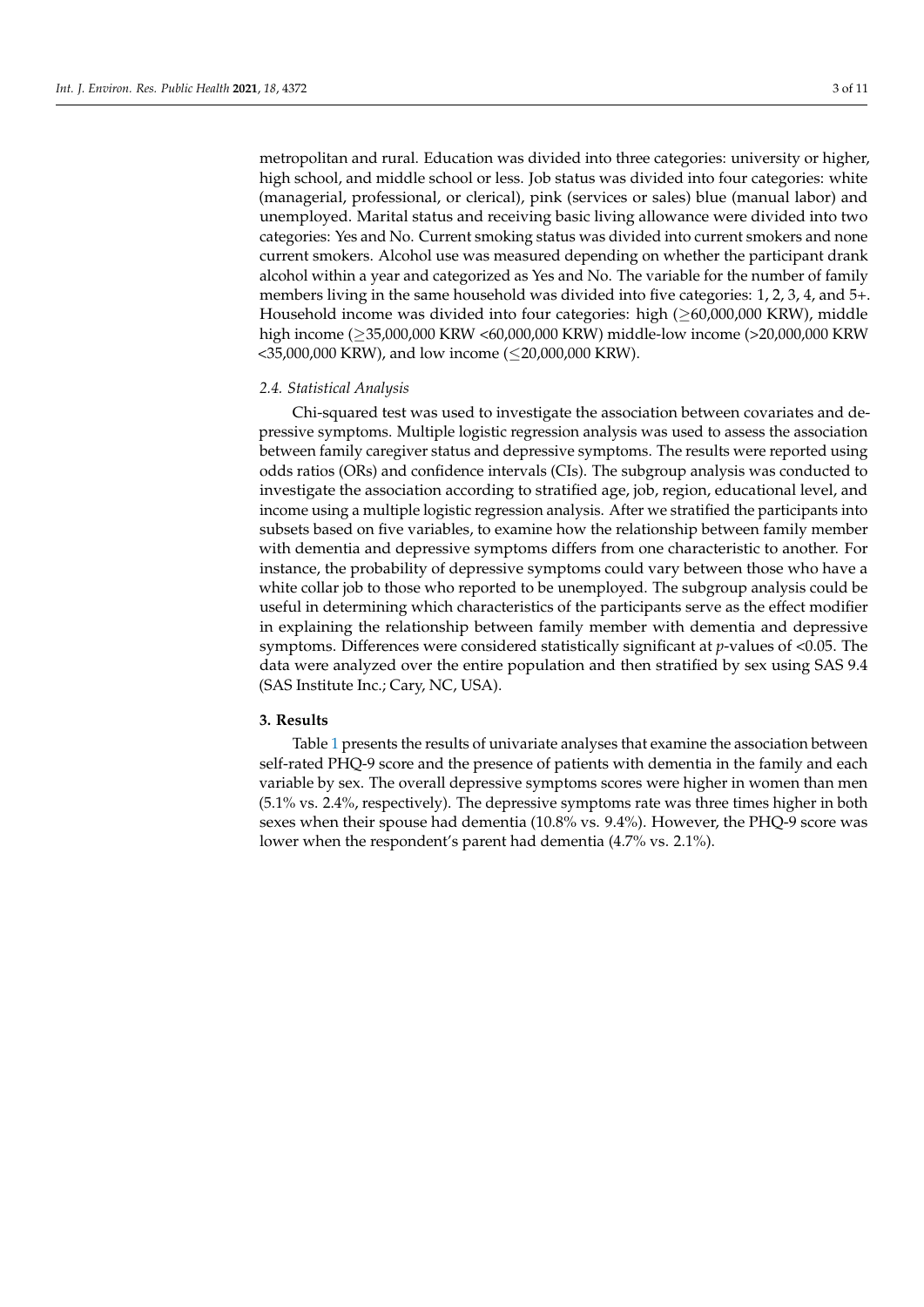metropolitan and rural. Education was divided into three categories: university or higher, high school, and middle school or less. Job status was divided into four categories: white (managerial, professional, or clerical), pink (services or sales) blue (manual labor) and unemployed. Marital status and receiving basic living allowance were divided into two categories: Yes and No. Current smoking status was divided into current smokers and none current smokers. Alcohol use was measured depending on whether the participant drank alcohol within a year and categorized as Yes and No. The variable for the number of family members living in the same household was divided into five categories: 1, 2, 3, 4, and 5+. Household income was divided into four categories: high ($\geq$60,000,000 KRW), middle high income ($\geq$35,000,000 KRW <60,000,000 KRW) middle-low income (>20,000,000 KRW <35,000,000 KRW), and low income ($\leq$20,000,000 KRW).

### 2.4. Statistical Analysis

Chi-squared test was used to investigate the association between covariates and depressive symptoms. Multiple logistic regression analysis was used to assess the association between family caregiver status and depressive symptoms. The results were reported using odds ratios (ORs) and confidence intervals (CIs). The subgroup analysis was conducted to investigate the association according to stratified age, job, region, educational level, and income using a multiple logistic regression analysis. After we stratified the participants into subsets based on five variables, to examine how the relationship between family member with dementia and depressive symptoms differs from one characteristic to another. For instance, the probability of depressive symptoms could vary between those who have a white collar job to those who reported to be unemployed. The subgroup analysis could be useful in determining which characteristics of the participants serve as the effect modifier in explaining the relationship between family member with dementia and depressive symptoms. Differences were considered statistically significant at *p*-values of <0.05. The data were analyzed over the entire population and then stratified by sex using SAS 9.4 (SAS Institute Inc.; Cary, NC, USA).

## 3. Results

Table 1 presents the results of univariate analyses that examine the association between self-rated PHQ-9 score and the presence of patients with dementia in the family and each variable by sex. The overall depressive symptoms scores were higher in women than men (5.1% vs. 2.4%, respectively). The depressive symptoms rate was three times higher in both sexes when their spouse had dementia (10.8% vs. 9.4%). However, the PHQ-9 score was lower when the respondent's parent had dementia (4.7% vs. 2.1%).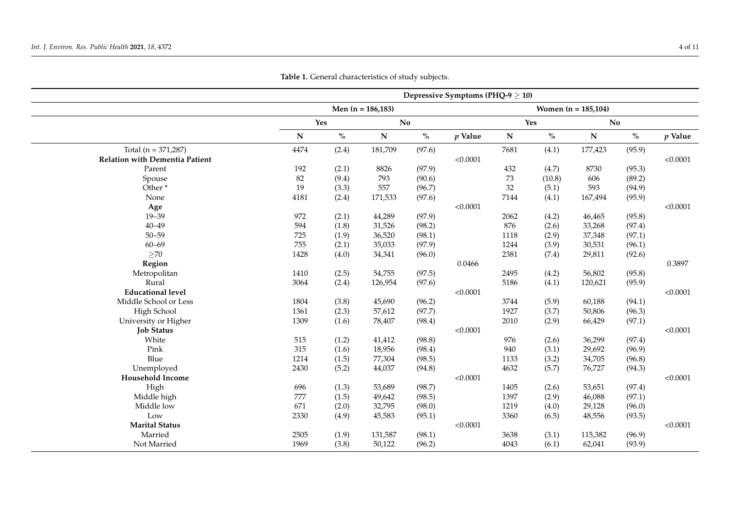**Table 1.** General characteristics of study subjects.

| | Depressive Symptoms (PHQ-9 ≥ 10) | | | | | | | | | |
|---|---|---|---|---|---|---|---|---|---|---|
| | Men (n = 186,183) | | | | | Women (n = 185,104) | | | | |
| | Yes | | No | | | Yes | | No | | |
| | N | % | N | % | *p* Value | N | % | N | % | *p* Value |
| Total (n = 371,287) | 4474 | (2.4) | 181,709 | (97.6) | | 7681 | (4.1) | 177,423 | (95.9) | |
| **Relation with Dementia Patient** | | | | | <0.0001 | | | | | <0.0001 |
| Parent | 192 | (2.1) | 8826 | (97.9) | | 432 | (4.7) | 8730 | (95.3) | |
| Spouse | 82 | (9.4) | 793 | (90.6) | | 73 | (10.8) | 606 | (89.2) | |
| Other * | 19 | (3.3) | 557 | (96.7) | | 32 | (5.1) | 593 | (94.9) | |
| None | 4181 | (2.4) | 171,533 | (97.6) | | 7144 | (4.1) | 167,494 | (95.9) | |
| **Age** | | | | | <0.0001 | | | | | <0.0001 |
| 19–39 | 972 | (2.1) | 44,289 | (97.9) | | 2062 | (4.2) | 46,465 | (95.8) | |
| 40–49 | 594 | (1.8) | 31,526 | (98.2) | | 876 | (2.6) | 33,268 | (97.4) | |
| 50–59 | 725 | (1.9) | 36,520 | (98.1) | | 1118 | (2.9) | 37,348 | (97.1) | |
| 60–69 | 755 | (2.1) | 35,033 | (97.9) | | 1244 | (3.9) | 30,531 | (96.1) | |
| ≥70 | 1428 | (4.0) | 34,341 | (96.0) | | 2381 | (7.4) | 29,811 | (92.6) | |
| **Region** | | | | | 0.0466 | | | | | 0.3897 |
| Metropolitan | 1410 | (2.5) | 54,755 | (97.5) | | 2495 | (4.2) | 56,802 | (95.8) | |
| Rural | 3064 | (2.4) | 126,954 | (97.6) | | 5186 | (4.1) | 120,621 | (95.9) | |
| **Educational level** | | | | | <0.0001 | | | | | <0.0001 |
| Middle School or Less | 1804 | (3.8) | 45,690 | (96.2) | | 3744 | (5.9) | 60,188 | (94.1) | |
| High School | 1361 | (2.3) | 57,612 | (97.7) | | 1927 | (3.7) | 50,806 | (96.3) | |
| University or Higher | 1309 | (1.6) | 78,407 | (98.4) | | 2010 | (2.9) | 66,429 | (97.1) | |
| **Job Status** | | | | | <0.0001 | | | | | <0.0001 |
| White | 515 | (1.2) | 41,412 | (98.8) | | 976 | (2.6) | 36,299 | (97.4) | |
| Pink | 315 | (1.6) | 18,956 | (98.4) | | 940 | (3.1) | 29,692 | (96.9) | |
| Blue | 1214 | (1.5) | 77,304 | (98.5) | | 1133 | (3.2) | 34,705 | (96.8) | |
| Unemployed | 2430 | (5.2) | 44,037 | (94.8) | | 4632 | (5.7) | 76,727 | (94.3) | |
| **Household Income** | | | | | <0.0001 | | | | | <0.0001 |
| High | 696 | (1.3) | 53,689 | (98.7) | | 1405 | (2.6) | 53,651 | (97.4) | |
| Middle high | 777 | (1.5) | 49,642 | (98.5) | | 1397 | (2.9) | 46,088 | (97.1) | |
| Middle low | 671 | (2.0) | 32,795 | (98.0) | | 1219 | (4.0) | 29,128 | (96.0) | |
| Low | 2330 | (4.9) | 45,583 | (95.1) | | 3360 | (6.5) | 48,556 | (93.5) | |
| **Marital Status** | | | | | <0.0001 | | | | | <0.0001 |
| Married | 2505 | (1.9) | 131,587 | (98.1) | | 3638 | (3.1) | 115,382 | (96.9) | |
| Not Married | 1969 | (3.8) | 50,122 | (96.2) | | 4043 | (6.1) | 62,041 | (93.9) | |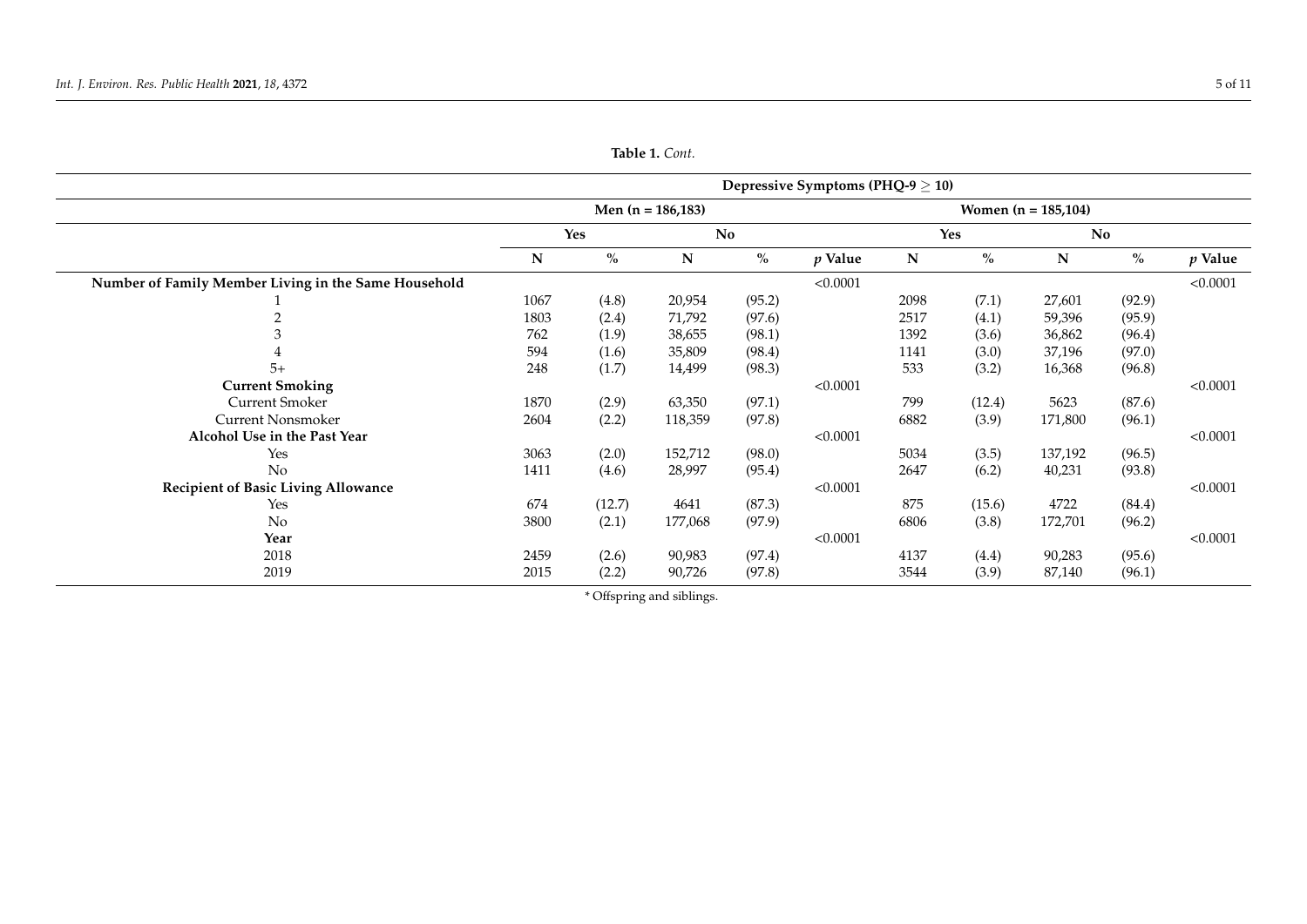**Table 1.** *Cont.*

| | Depressive Symptoms (PHQ-9 ≥ 10) | | | | | | | | | |
|---|---|---|---|---|---|---|---|---|---|---|
| | Men (n = 186,183) | | | | | Women (n = 185,104) | | | | |
| | Yes | | No | | | Yes | | No | | |
| | N | % | N | % | *p* Value | N | % | N | % | *p* Value |
| **Number of Family Member Living in the Same Household** | | | | | <0.0001 | | | | | <0.0001 |
| 1 | 1067 | (4.8) | 20,954 | (95.2) | | 2098 | (7.1) | 27,601 | (92.9) | |
| 2 | 1803 | (2.4) | 71,792 | (97.6) | | 2517 | (4.1) | 59,396 | (95.9) | |
| 3 | 762 | (1.9) | 38,655 | (98.1) | | 1392 | (3.6) | 36,862 | (96.4) | |
| 4 | 594 | (1.6) | 35,809 | (98.4) | | 1141 | (3.0) | 37,196 | (97.0) | |
| 5+ | 248 | (1.7) | 14,499 | (98.3) | | 533 | (3.2) | 16,368 | (96.8) | |
| **Current Smoking** | | | | | <0.0001 | | | | | <0.0001 |
| Current Smoker | 1870 | (2.9) | 63,350 | (97.1) | | 799 | (12.4) | 5623 | (87.6) | |
| Current Nonsmoker | 2604 | (2.2) | 118,359 | (97.8) | | 6882 | (3.9) | 171,800 | (96.1) | |
| **Alcohol Use in the Past Year** | | | | | <0.0001 | | | | | <0.0001 |
| Yes | 3063 | (2.0) | 152,712 | (98.0) | | 5034 | (3.5) | 137,192 | (96.5) | |
| No | 1411 | (4.6) | 28,997 | (95.4) | | 2647 | (6.2) | 40,231 | (93.8) | |
| **Recipient of Basic Living Allowance** | | | | | <0.0001 | | | | | <0.0001 |
| Yes | 674 | (12.7) | 4641 | (87.3) | | 875 | (15.6) | 4722 | (84.4) | |
| No | 3800 | (2.1) | 177,068 | (97.9) | | 6806 | (3.8) | 172,701 | (96.2) | |
| **Year** | | | | | <0.0001 | | | | | <0.0001 |
| 2018 | 2459 | (2.6) | 90,983 | (97.4) | | 4137 | (4.4) | 90,283 | (95.6) | |
| 2019 | 2015 | (2.2) | 90,726 | (97.8) | | 3544 | (3.9) | 87,140 | (96.1) | |

* Offspring and siblings.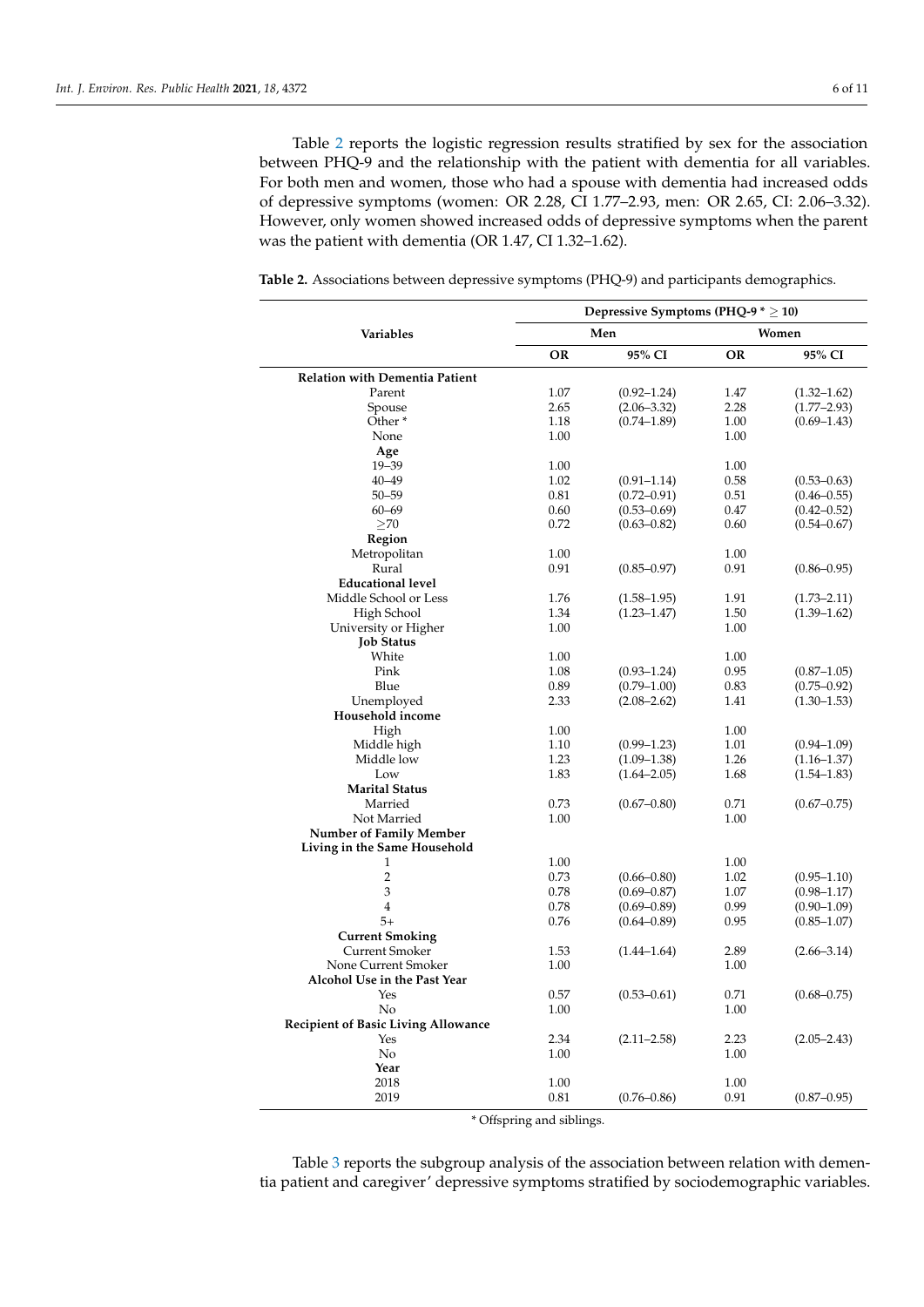Table 2 reports the logistic regression results stratified by sex for the association between PHQ-9 and the relationship with the patient with dementia for all variables. For both men and women, those who had a spouse with dementia had increased odds of depressive symptoms (women: OR 2.28, CI 1.77–2.93, men: OR 2.65, CI: 2.06–3.32). However, only women showed increased odds of depressive symptoms when the parent was the patient with dementia (OR 1.47, CI 1.32–1.62).

**Table 2.** Associations between depressive symptoms (PHQ-9) and participants demographics.

| Variables | Depressive Symptoms (PHQ-9 * $\geq$ 10) | | | |
|---|---|---|---|---|
| | Men | | Women | |
| | **OR** | **95% CI** | **OR** | **95% CI** |
| **Relation with Dementia Patient** | | | | |
| Parent | 1.07 | (0.92–1.24) | 1.47 | (1.32–1.62) |
| Spouse | 2.65 | (2.06–3.32) | 2.28 | (1.77–2.93) |
| Other * | 1.18 | (0.74–1.89) | 1.00 | (0.69–1.43) |
| None | 1.00 | | 1.00 | |
| **Age** | | | | |
| 19–39 | 1.00 | | 1.00 | |
| 40–49 | 1.02 | (0.91–1.14) | 0.58 | (0.53–0.63) |
| 50–59 | 0.81 | (0.72–0.91) | 0.51 | (0.46–0.55) |
| 60–69 | 0.60 | (0.53–0.69) | 0.47 | (0.42–0.52) |
| $\geq$70 | 0.72 | (0.63–0.82) | 0.60 | (0.54–0.67) |
| **Region** | | | | |
| Metropolitan | 1.00 | | 1.00 | |
| Rural | 0.91 | (0.85–0.97) | 0.91 | (0.86–0.95) |
| **Educational level** | | | | |
| Middle School or Less | 1.76 | (1.58–1.95) | 1.91 | (1.73–2.11) |
| High School | 1.34 | (1.23–1.47) | 1.50 | (1.39–1.62) |
| University or Higher | 1.00 | | 1.00 | |
| **Job Status** | | | | |
| White | 1.00 | | 1.00 | |
| Pink | 1.08 | (0.93–1.24) | 0.95 | (0.87–1.05) |
| Blue | 0.89 | (0.79–1.00) | 0.83 | (0.75–0.92) |
| Unemployed | 2.33 | (2.08–2.62) | 1.41 | (1.30–1.53) |
| **Household income** | | | | |
| High | 1.00 | | 1.00 | |
| Middle high | 1.10 | (0.99–1.23) | 1.01 | (0.94–1.09) |
| Middle low | 1.23 | (1.09–1.38) | 1.26 | (1.16–1.37) |
| Low | 1.83 | (1.64–2.05) | 1.68 | (1.54–1.83) |
| **Marital Status** | | | | |
| Married | 0.73 | (0.67–0.80) | 0.71 | (0.67–0.75) |
| Not Married | 1.00 | | 1.00 | |
| **Number of Family Member Living in the Same Household** | | | | |
| 1 | 1.00 | | 1.00 | |
| 2 | 0.73 | (0.66–0.80) | 1.02 | (0.95–1.10) |
| 3 | 0.78 | (0.69–0.87) | 1.07 | (0.98–1.17) |
| 4 | 0.78 | (0.69–0.89) | 0.99 | (0.90–1.09) |
| 5+ | 0.76 | (0.64–0.89) | 0.95 | (0.85–1.07) |
| **Current Smoking** | | | | |
| Current Smoker | 1.53 | (1.44–1.64) | 2.89 | (2.66–3.14) |
| None Current Smoker | 1.00 | | 1.00 | |
| **Alcohol Use in the Past Year** | | | | |
| Yes | 0.57 | (0.53–0.61) | 0.71 | (0.68–0.75) |
| No | 1.00 | | 1.00 | |
| **Recipient of Basic Living Allowance** | | | | |
| Yes | 2.34 | (2.11–2.58) | 2.23 | (2.05–2.43) |
| No | 1.00 | | 1.00 | |
| **Year** | | | | |
| 2018 | 1.00 | | 1.00 | |
| 2019 | 0.81 | (0.76–0.86) | 0.91 | (0.87–0.95) |

\* Offspring and siblings.

Table 3 reports the subgroup analysis of the association between relation with dementia patient and caregiver' depressive symptoms stratified by sociodemographic variables.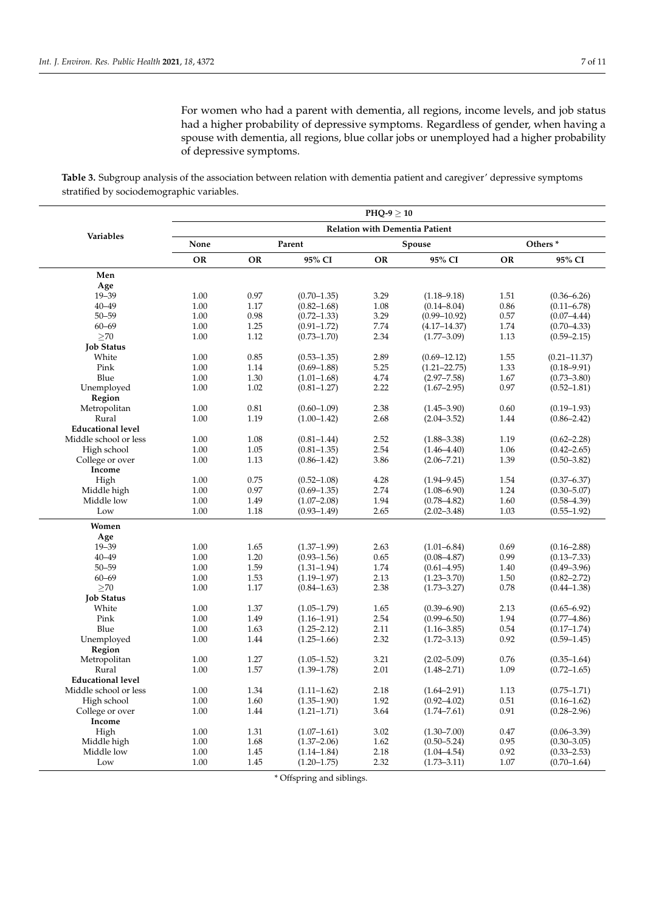For women who had a parent with dementia, all regions, income levels, and job status had a higher probability of depressive symptoms. Regardless of gender, when having a spouse with dementia, all regions, blue collar jobs or unemployed had a higher probability of depressive symptoms.

**Table 3.** Subgroup analysis of the association between relation with dementia patient and caregiver' depressive symptoms stratified by sociodemographic variables.

| Variables | PHQ-9 ≥ 10 | | | | | | |
|---|---|---|---|---|---|---|---|
| | Relation with Dementia Patient | | | | | | |
| | None | Parent | | Spouse | | Others * | |
| | OR | OR | 95% CI | OR | 95% CI | OR | 95% CI |
| **Men** | | | | | | | |
| **Age** | | | | | | | |
| 19–39 | 1.00 | 0.97 | (0.70–1.35) | 3.29 | (1.18–9.18) | 1.51 | (0.36–6.26) |
| 40–49 | 1.00 | 1.17 | (0.82–1.68) | 1.08 | (0.14–8.04) | 0.86 | (0.11–6.78) |
| 50–59 | 1.00 | 0.98 | (0.72–1.33) | 3.29 | (0.99–10.92) | 0.57 | (0.07–4.44) |
| 60–69 | 1.00 | 1.25 | (0.91–1.72) | 7.74 | (4.17–14.37) | 1.74 | (0.70–4.33) |
| ≥70 | 1.00 | 1.12 | (0.73–1.70) | 2.34 | (1.77–3.09) | 1.13 | (0.59–2.15) |
| **Job Status** | | | | | | | |
| White | 1.00 | 0.85 | (0.53–1.35) | 2.89 | (0.69–12.12) | 1.55 | (0.21–11.37) |
| Pink | 1.00 | 1.14 | (0.69–1.88) | 5.25 | (1.21–22.75) | 1.33 | (0.18–9.91) |
| Blue | 1.00 | 1.30 | (1.01–1.68) | 4.74 | (2.97–7.58) | 1.67 | (0.73–3.80) |
| Unemployed | 1.00 | 1.02 | (0.81–1.27) | 2.22 | (1.67–2.95) | 0.97 | (0.52–1.81) |
| **Region** | | | | | | | |
| Metropolitan | 1.00 | 0.81 | (0.60–1.09) | 2.38 | (1.45–3.90) | 0.60 | (0.19–1.93) |
| Rural | 1.00 | 1.19 | (1.00–1.42) | 2.68 | (2.04–3.52) | 1.44 | (0.86–2.42) |
| **Educational level** | | | | | | | |
| Middle school or less | 1.00 | 1.08 | (0.81–1.44) | 2.52 | (1.88–3.38) | 1.19 | (0.62–2.28) |
| High school | 1.00 | 1.05 | (0.81–1.35) | 2.54 | (1.46–4.40) | 1.06 | (0.42–2.65) |
| College or over | 1.00 | 1.13 | (0.86–1.42) | 3.86 | (2.06–7.21) | 1.39 | (0.50–3.82) |
| **Income** | | | | | | | |
| High | 1.00 | 0.75 | (0.52–1.08) | 4.28 | (1.94–9.45) | 1.54 | (0.37–6.37) |
| Middle high | 1.00 | 0.97 | (0.69–1.35) | 2.74 | (1.08–6.90) | 1.24 | (0.30–5.07) |
| Middle low | 1.00 | 1.49 | (1.07–2.08) | 1.94 | (0.78–4.82) | 1.60 | (0.58–4.39) |
| Low | 1.00 | 1.18 | (0.93–1.49) | 2.65 | (2.02–3.48) | 1.03 | (0.55–1.92) |
| **Women** | | | | | | | |
| **Age** | | | | | | | |
| 19–39 | 1.00 | 1.65 | (1.37–1.99) | 2.63 | (1.01–6.84) | 0.69 | (0.16–2.88) |
| 40–49 | 1.00 | 1.20 | (0.93–1.56) | 0.65 | (0.08–4.87) | 0.99 | (0.13–7.33) |
| 50–59 | 1.00 | 1.59 | (1.31–1.94) | 1.74 | (0.61–4.95) | 1.40 | (0.49–3.96) |
| 60–69 | 1.00 | 1.53 | (1.19–1.97) | 2.13 | (1.23–3.70) | 1.50 | (0.82–2.72) |
| ≥70 | 1.00 | 1.17 | (0.84–1.63) | 2.38 | (1.73–3.27) | 0.78 | (0.44–1.38) |
| **Job Status** | | | | | | | |
| White | 1.00 | 1.37 | (1.05–1.79) | 1.65 | (0.39–6.90) | 2.13 | (0.65–6.92) |
| Pink | 1.00 | 1.49 | (1.16–1.91) | 2.54 | (0.99–6.50) | 1.94 | (0.77–4.86) |
| Blue | 1.00 | 1.63 | (1.25–2.12) | 2.11 | (1.16–3.85) | 0.54 | (0.17–1.74) |
| Unemployed | 1.00 | 1.44 | (1.25–1.66) | 2.32 | (1.72–3.13) | 0.92 | (0.59–1.45) |
| **Region** | | | | | | | |
| Metropolitan | 1.00 | 1.27 | (1.05–1.52) | 3.21 | (2.02–5.09) | 0.76 | (0.35–1.64) |
| Rural | 1.00 | 1.57 | (1.39–1.78) | 2.01 | (1.48–2.71) | 1.09 | (0.72–1.65) |
| **Educational level** | | | | | | | |
| Middle school or less | 1.00 | 1.34 | (1.11–1.62) | 2.18 | (1.64–2.91) | 1.13 | (0.75–1.71) |
| High school | 1.00 | 1.60 | (1.35–1.90) | 1.92 | (0.92–4.02) | 0.51 | (0.16–1.62) |
| College or over | 1.00 | 1.44 | (1.21–1.71) | 3.64 | (1.74–7.61) | 0.91 | (0.28–2.96) |
| **Income** | | | | | | | |
| High | 1.00 | 1.31 | (1.07–1.61) | 3.02 | (1.30–7.00) | 0.47 | (0.06–3.39) |
| Middle high | 1.00 | 1.68 | (1.37–2.06) | 1.62 | (0.50–5.24) | 0.95 | (0.30–3.05) |
| Middle low | 1.00 | 1.45 | (1.14–1.84) | 2.18 | (1.04–4.54) | 0.92 | (0.33–2.53) |
| Low | 1.00 | 1.45 | (1.20–1.75) | 2.32 | (1.73–3.11) | 1.07 | (0.70–1.64) |

\* Offspring and siblings.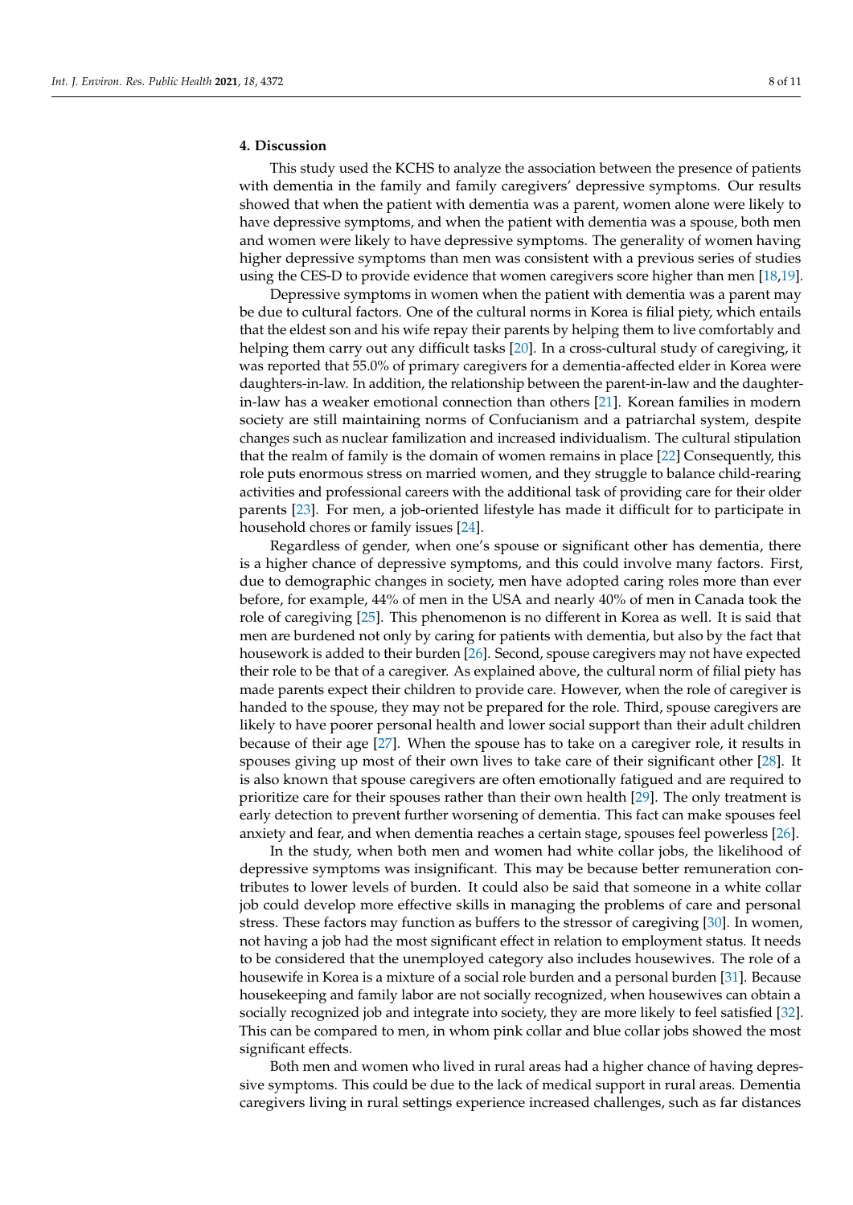## 4. Discussion

This study used the KCHS to analyze the association between the presence of patients with dementia in the family and family caregivers' depressive symptoms. Our results showed that when the patient with dementia was a parent, women alone were likely to have depressive symptoms, and when the patient with dementia was a spouse, both men and women were likely to have depressive symptoms. The generality of women having higher depressive symptoms than men was consistent with a previous series of studies using the CES-D to provide evidence that women caregivers score higher than men [18,19].

Depressive symptoms in women when the patient with dementia was a parent may be due to cultural factors. One of the cultural norms in Korea is filial piety, which entails that the eldest son and his wife repay their parents by helping them to live comfortably and helping them carry out any difficult tasks [20]. In a cross-cultural study of caregiving, it was reported that 55.0% of primary caregivers for a dementia-affected elder in Korea were daughters-in-law. In addition, the relationship between the parent-in-law and the daughter-in-law has a weaker emotional connection than others [21]. Korean families in modern society are still maintaining norms of Confucianism and a patriarchal system, despite changes such as nuclear familization and increased individualism. The cultural stipulation that the realm of family is the domain of women remains in place [22] Consequently, this role puts enormous stress on married women, and they struggle to balance child-rearing activities and professional careers with the additional task of providing care for their older parents [23]. For men, a job-oriented lifestyle has made it difficult for to participate in household chores or family issues [24].

Regardless of gender, when one's spouse or significant other has dementia, there is a higher chance of depressive symptoms, and this could involve many factors. First, due to demographic changes in society, men have adopted caring roles more than ever before, for example, 44% of men in the USA and nearly 40% of men in Canada took the role of caregiving [25]. This phenomenon is no different in Korea as well. It is said that men are burdened not only by caring for patients with dementia, but also by the fact that housework is added to their burden [26]. Second, spouse caregivers may not have expected their role to be that of a caregiver. As explained above, the cultural norm of filial piety has made parents expect their children to provide care. However, when the role of caregiver is handed to the spouse, they may not be prepared for the role. Third, spouse caregivers are likely to have poorer personal health and lower social support than their adult children because of their age [27]. When the spouse has to take on a caregiver role, it results in spouses giving up most of their own lives to take care of their significant other [28]. It is also known that spouse caregivers are often emotionally fatigued and are required to prioritize care for their spouses rather than their own health [29]. The only treatment is early detection to prevent further worsening of dementia. This fact can make spouses feel anxiety and fear, and when dementia reaches a certain stage, spouses feel powerless [26].

In the study, when both men and women had white collar jobs, the likelihood of depressive symptoms was insignificant. This may be because better remuneration contributes to lower levels of burden. It could also be said that someone in a white collar job could develop more effective skills in managing the problems of care and personal stress. These factors may function as buffers to the stressor of caregiving [30]. In women, not having a job had the most significant effect in relation to employment status. It needs to be considered that the unemployed category also includes housewives. The role of a housewife in Korea is a mixture of a social role burden and a personal burden [31]. Because housekeeping and family labor are not socially recognized, when housewives can obtain a socially recognized job and integrate into society, they are more likely to feel satisfied [32]. This can be compared to men, in whom pink collar and blue collar jobs showed the most significant effects.

Both men and women who lived in rural areas had a higher chance of having depressive symptoms. This could be due to the lack of medical support in rural areas. Dementia caregivers living in rural settings experience increased challenges, such as far distances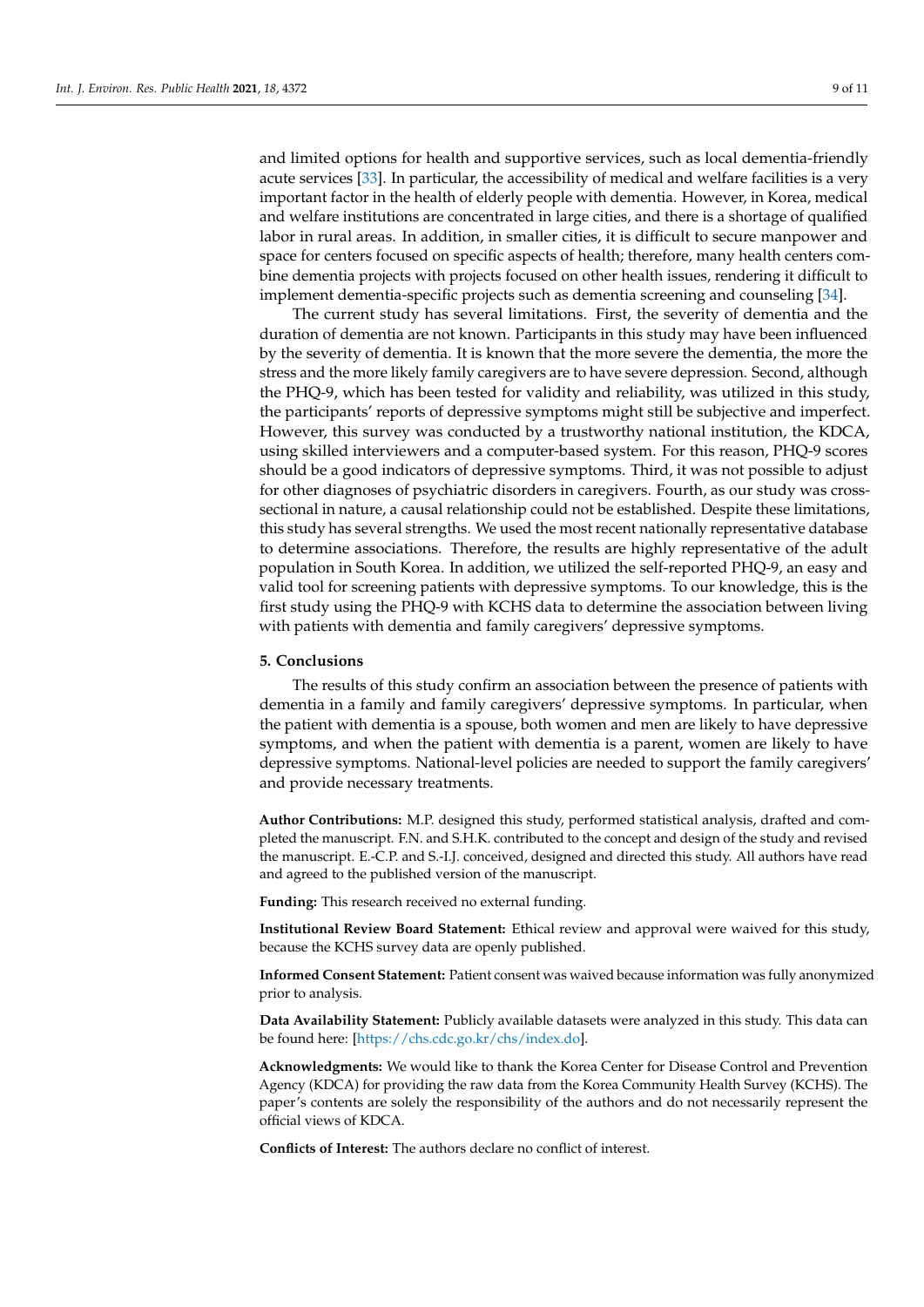and limited options for health and supportive services, such as local dementia-friendly acute services [33]. In particular, the accessibility of medical and welfare facilities is a very important factor in the health of elderly people with dementia. However, in Korea, medical and welfare institutions are concentrated in large cities, and there is a shortage of qualified labor in rural areas. In addition, in smaller cities, it is difficult to secure manpower and space for centers focused on specific aspects of health; therefore, many health centers combine dementia projects with projects focused on other health issues, rendering it difficult to implement dementia-specific projects such as dementia screening and counseling [34].

The current study has several limitations. First, the severity of dementia and the duration of dementia are not known. Participants in this study may have been influenced by the severity of dementia. It is known that the more severe the dementia, the more the stress and the more likely family caregivers are to have severe depression. Second, although the PHQ-9, which has been tested for validity and reliability, was utilized in this study, the participants' reports of depressive symptoms might still be subjective and imperfect. However, this survey was conducted by a trustworthy national institution, the KDCA, using skilled interviewers and a computer-based system. For this reason, PHQ-9 scores should be a good indicators of depressive symptoms. Third, it was not possible to adjust for other diagnoses of psychiatric disorders in caregivers. Fourth, as our study was cross-sectional in nature, a causal relationship could not be established. Despite these limitations, this study has several strengths. We used the most recent nationally representative database to determine associations. Therefore, the results are highly representative of the adult population in South Korea. In addition, we utilized the self-reported PHQ-9, an easy and valid tool for screening patients with depressive symptoms. To our knowledge, this is the first study using the PHQ-9 with KCHS data to determine the association between living with patients with dementia and family caregivers' depressive symptoms.

## 5. Conclusions

The results of this study confirm an association between the presence of patients with dementia in a family and family caregivers' depressive symptoms. In particular, when the patient with dementia is a spouse, both women and men are likely to have depressive symptoms, and when the patient with dementia is a parent, women are likely to have depressive symptoms. National-level policies are needed to support the family caregivers' and provide necessary treatments.

**Author Contributions:** M.P. designed this study, performed statistical analysis, drafted and completed the manuscript. F.N. and S.H.K. contributed to the concept and design of the study and revised the manuscript. E.-C.P. and S.-I.J. conceived, designed and directed this study. All authors have read and agreed to the published version of the manuscript.

**Funding:** This research received no external funding.

**Institutional Review Board Statement:** Ethical review and approval were waived for this study, because the KCHS survey data are openly published.

**Informed Consent Statement:** Patient consent was waived because information was fully anonymized prior to analysis.

**Data Availability Statement:** Publicly available datasets were analyzed in this study. This data can be found here: [https://chs.cdc.go.kr/chs/index.do].

**Acknowledgments:** We would like to thank the Korea Center for Disease Control and Prevention Agency (KDCA) for providing the raw data from the Korea Community Health Survey (KCHS). The paper's contents are solely the responsibility of the authors and do not necessarily represent the official views of KDCA.

**Conflicts of Interest:** The authors declare no conflict of interest.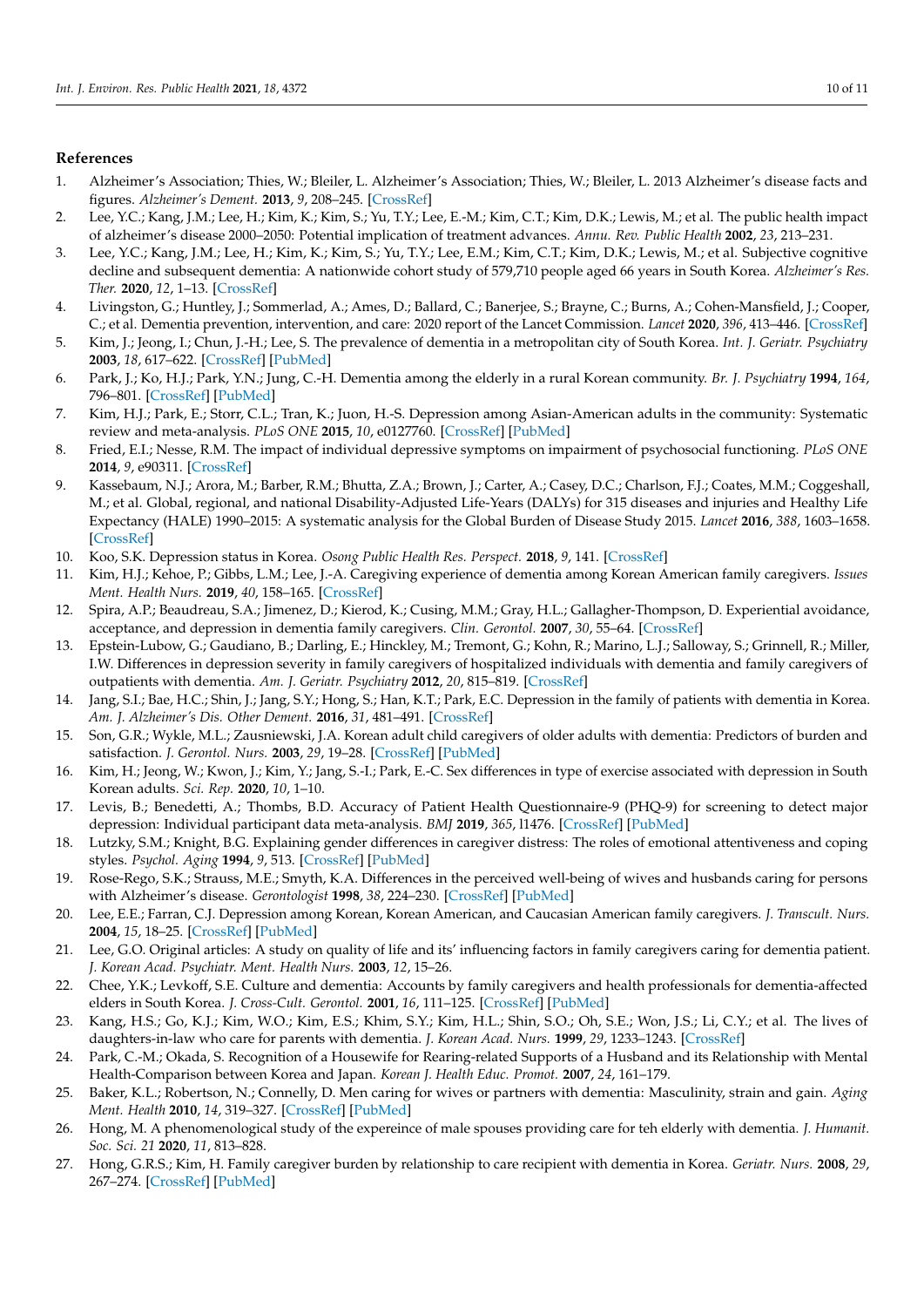## References

1. Alzheimer's Association; Thies, W.; Bleiler, L. Alzheimer's Association; Thies, W.; Bleiler, L. 2013 Alzheimer's disease facts and figures. *Alzheimer's Dement.* **2013**, *9*, 208–245. [CrossRef]
2. Lee, Y.C.; Kang, J.M.; Lee, H.; Kim, K.; Kim, S.; Yu, T.Y.; Lee, E.-M.; Kim, C.T.; Kim, D.K.; Lewis, M.; et al. The public health impact of alzheimer's disease 2000–2050: Potential implication of treatment advances. *Annu. Rev. Public Health* **2002**, *23*, 213–231.
3. Lee, Y.C.; Kang, J.M.; Lee, H.; Kim, K.; Kim, S.; Yu, T.Y.; Lee, E.M.; Kim, C.T.; Kim, D.K.; Lewis, M.; et al. Subjective cognitive decline and subsequent dementia: A nationwide cohort study of 579,710 people aged 66 years in South Korea. *Alzheimer's Res. Ther.* **2020**, *12*, 1–13. [CrossRef]
4. Livingston, G.; Huntley, J.; Sommerlad, A.; Ames, D.; Ballard, C.; Banerjee, S.; Brayne, C.; Burns, A.; Cohen-Mansfield, J.; Cooper, C.; et al. Dementia prevention, intervention, and care: 2020 report of the Lancet Commission. *Lancet* **2020**, *396*, 413–446. [CrossRef]
5. Kim, J.; Jeong, I.; Chun, J.-H.; Lee, S. The prevalence of dementia in a metropolitan city of South Korea. *Int. J. Geriatr. Psychiatry* **2003**, *18*, 617–622. [CrossRef] [PubMed]
6. Park, J.; Ko, H.J.; Park, Y.N.; Jung, C.-H. Dementia among the elderly in a rural Korean community. *Br. J. Psychiatry* **1994**, *164*, 796–801. [CrossRef] [PubMed]
7. Kim, H.J.; Park, E.; Storr, C.L.; Tran, K.; Juon, H.-S. Depression among Asian-American adults in the community: Systematic review and meta-analysis. *PLoS ONE* **2015**, *10*, e0127760. [CrossRef] [PubMed]
8. Fried, E.I.; Nesse, R.M. The impact of individual depressive symptoms on impairment of psychosocial functioning. *PLoS ONE* **2014**, *9*, e90311. [CrossRef]
9. Kassebaum, N.J.; Arora, M.; Barber, R.M.; Bhutta, Z.A.; Brown, J.; Carter, A.; Casey, D.C.; Charlson, F.J.; Coates, M.M.; Coggeshall, M.; et al. Global, regional, and national Disability-Adjusted Life-Years (DALYs) for 315 diseases and injuries and Healthy Life Expectancy (HALE) 1990–2015: A systematic analysis for the Global Burden of Disease Study 2015. *Lancet* **2016**, *388*, 1603–1658. [CrossRef]
10. Koo, S.K. Depression status in Korea. *Osong Public Health Res. Perspect.* **2018**, *9*, 141. [CrossRef]
11. Kim, H.J.; Kehoe, P.; Gibbs, L.M.; Lee, J.-A. Caregiving experience of dementia among Korean American family caregivers. *Issues Ment. Health Nurs.* **2019**, *40*, 158–165. [CrossRef]
12. Spira, A.P.; Beaudreau, S.A.; Jimenez, D.; Kierod, K.; Cusing, M.M.; Gray, H.L.; Gallagher-Thompson, D. Experiential avoidance, acceptance, and depression in dementia family caregivers. *Clin. Gerontol.* **2007**, *30*, 55–64. [CrossRef]
13. Epstein-Lubow, G.; Gaudiano, B.; Darling, E.; Hinckley, M.; Tremont, G.; Kohn, R.; Marino, L.J.; Salloway, S.; Grinnell, R.; Miller, I.W. Differences in depression severity in family caregivers of hospitalized individuals with dementia and family caregivers of outpatients with dementia. *Am. J. Geriatr. Psychiatry* **2012**, *20*, 815–819. [CrossRef]
14. Jang, S.I.; Bae, H.C.; Shin, J.; Jang, S.Y.; Hong, S.; Han, K.T.; Park, E.C. Depression in the family of patients with dementia in Korea. *Am. J. Alzheimer's Dis. Other Dement.* **2016**, *31*, 481–491. [CrossRef]
15. Son, G.R.; Wykle, M.L.; Zausniewski, J.A. Korean adult child caregivers of older adults with dementia: Predictors of burden and satisfaction. *J. Gerontol. Nurs.* **2003**, *29*, 19–28. [CrossRef] [PubMed]
16. Kim, H.; Jeong, W.; Kwon, J.; Kim, Y.; Jang, S.-I.; Park, E.-C. Sex differences in type of exercise associated with depression in South Korean adults. *Sci. Rep.* **2020**, *10*, 1–10.
17. Levis, B.; Benedetti, A.; Thombs, B.D. Accuracy of Patient Health Questionnaire-9 (PHQ-9) for screening to detect major depression: Individual participant data meta-analysis. *BMJ* **2019**, *365*, l1476. [CrossRef] [PubMed]
18. Lutzky, S.M.; Knight, B.G. Explaining gender differences in caregiver distress: The roles of emotional attentiveness and coping styles. *Psychol. Aging* **1994**, *9*, 513. [CrossRef] [PubMed]
19. Rose-Rego, S.K.; Strauss, M.E.; Smyth, K.A. Differences in the perceived well-being of wives and husbands caring for persons with Alzheimer's disease. *Gerontologist* **1998**, *38*, 224–230. [CrossRef] [PubMed]
20. Lee, E.E.; Farran, C.J. Depression among Korean, Korean American, and Caucasian American family caregivers. *J. Transcult. Nurs.* **2004**, *15*, 18–25. [CrossRef] [PubMed]
21. Lee, G.O. Original articles: A study on quality of life and its' influencing factors in family caregivers caring for dementia patient. *J. Korean Acad. Psychiatr. Ment. Health Nurs.* **2003**, *12*, 15–26.
22. Chee, Y.K.; Levkoff, S.E. Culture and dementia: Accounts by family caregivers and health professionals for dementia-affected elders in South Korea. *J. Cross-Cult. Gerontol.* **2001**, *16*, 111–125. [CrossRef] [PubMed]
23. Kang, H.S.; Go, K.J.; Kim, W.O.; Kim, E.S.; Khim, S.Y.; Kim, H.L.; Shin, S.O.; Oh, S.E.; Won, J.S.; Li, C.Y.; et al. The lives of daughters-in-law who care for parents with dementia. *J. Korean Acad. Nurs.* **1999**, *29*, 1233–1243. [CrossRef]
24. Park, C.-M.; Okada, S. Recognition of a Housewife for Rearing-related Supports of a Husband and its Relationship with Mental Health-Comparison between Korea and Japan. *Korean J. Health Educ. Promot.* **2007**, *24*, 161–179.
25. Baker, K.L.; Robertson, N.; Connelly, D. Men caring for wives or partners with dementia: Masculinity, strain and gain. *Aging Ment. Health* **2010**, *14*, 319–327. [CrossRef] [PubMed]
26. Hong, M. A phenomenological study of the expereince of male spouses providing care for teh elderly with dementia. *J. Humanit. Soc. Sci. 21* **2020**, *11*, 813–828.
27. Hong, G.R.S.; Kim, H. Family caregiver burden by relationship to care recipient with dementia in Korea. *Geriatr. Nurs.* **2008**, *29*, 267–274. [CrossRef] [PubMed]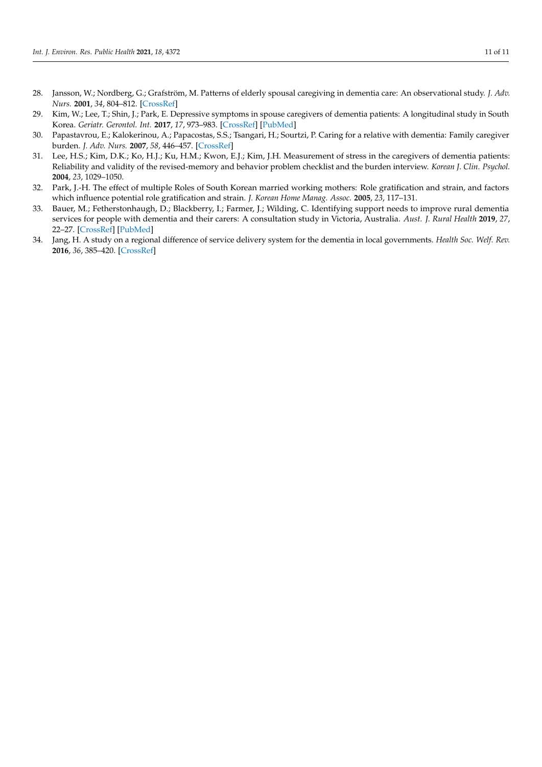28. Jansson, W.; Nordberg, G.; Grafström, M. Patterns of elderly spousal caregiving in dementia care: An observational study. *J. Adv. Nurs.* **2001**, *34*, 804–812. [CrossRef]
29. Kim, W.; Lee, T.; Shin, J.; Park, E. Depressive symptoms in spouse caregivers of dementia patients: A longitudinal study in South Korea. *Geriatr. Gerontol. Int.* **2017**, *17*, 973–983. [CrossRef] [PubMed]
30. Papastavrou, E.; Kalokerinou, A.; Papacostas, S.S.; Tsangari, H.; Sourtzi, P. Caring for a relative with dementia: Family caregiver burden. *J. Adv. Nurs.* **2007**, *58*, 446–457. [CrossRef]
31. Lee, H.S.; Kim, D.K.; Ko, H.J.; Ku, H.M.; Kwon, E.J.; Kim, J.H. Measurement of stress in the caregivers of dementia patients: Reliability and validity of the revised-memory and behavior problem checklist and the burden interview. *Korean J. Clin. Psychol.* **2004**, *23*, 1029–1050.
32. Park, J.-H. The effect of multiple Roles of South Korean married working mothers: Role gratification and strain, and factors which influence potential role gratification and strain. *J. Korean Home Manag. Assoc.* **2005**, *23*, 117–131.
33. Bauer, M.; Fetherstonhaugh, D.; Blackberry, I.; Farmer, J.; Wilding, C. Identifying support needs to improve rural dementia services for people with dementia and their carers: A consultation study in Victoria, Australia. *Aust. J. Rural Health* **2019**, *27*, 22–27. [CrossRef] [PubMed]
34. Jang, H. A study on a regional difference of service delivery system for the dementia in local governments. *Health Soc. Welf. Rev.* **2016**, *36*, 385–420. [CrossRef]